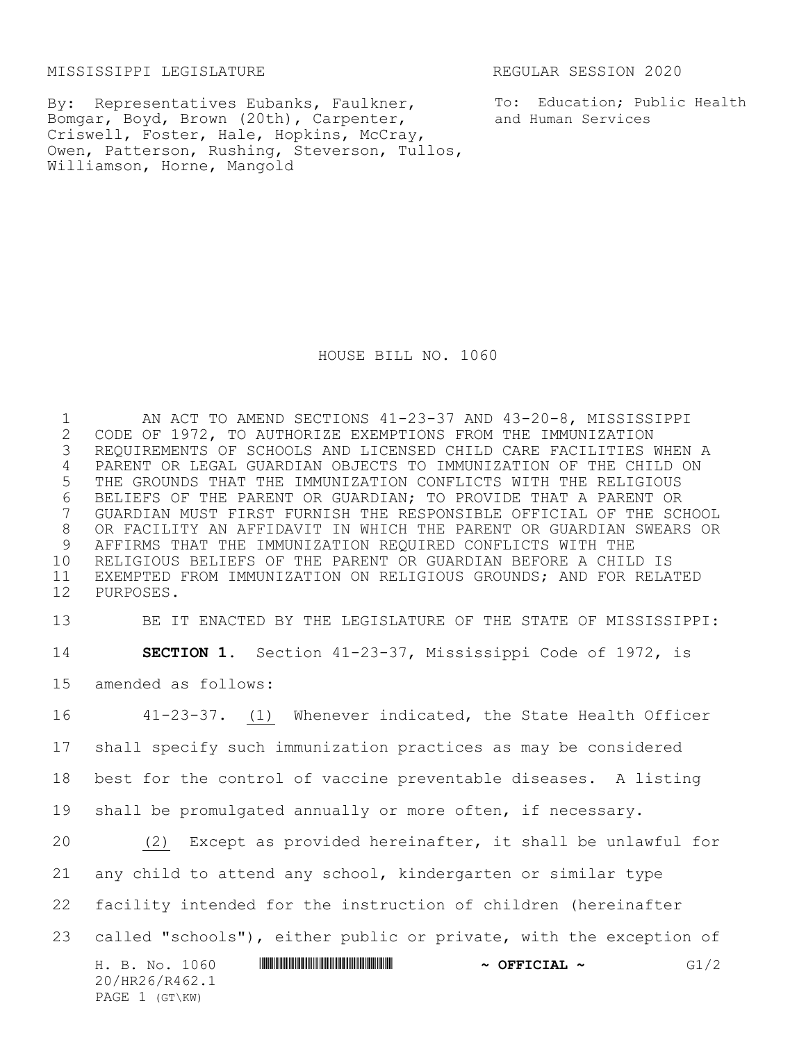MISSISSIPPI LEGISLATURE REGULAR SESSION 2020

By: Representatives Eubanks, Faulkner, Bomgar, Boyd, Brown (20th), Carpenter, Criswell, Foster, Hale, Hopkins, McCray, Owen, Patterson, Rushing, Steverson, Tullos, Williamson, Horne, Mangold

To: Education; Public Health and Human Services

# HOUSE BILL NO. 1060

AN ACT TO AMEND SECTIONS 41-23-37 AND 43-20-8, MISSISSIPPI CODE OF 1972, TO AUTHORIZE EXEMPTIONS FROM THE IMMUNIZATION REQUIREMENTS OF SCHOOLS AND LICENSED CHILD CARE FACILITIES WHEN A PARENT OR LEGAL GUARDIAN OBJECTS TO IMMUNIZATION OF THE CHILD ON THE GROUNDS THAT THE IMMUNIZATION CONFLICTS WITH THE RELIGIOUS BELIEFS OF THE PARENT OR GUARDIAN; TO PROVIDE THAT A PARENT OR GUARDIAN MUST FIRST FURNISH THE RESPONSIBLE OFFICIAL OF THE SCHOOL OR FACILITY AN AFFIDAVIT IN WHICH THE PARENT OR GUARDIAN SWEARS OR AFFIRMS THAT THE IMMUNIZATION REQUIRED CONFLICTS WITH THE RELIGIOUS BELIEFS OF THE PARENT OR GUARDIAN BEFORE A CHILD IS EXEMPTED FROM IMMUNIZATION ON RELIGIOUS GROUNDS; AND FOR RELATED PURPOSES.

BE IT ENACTED BY THE LEGISLATURE OF THE STATE OF MISSISSIPPI:

**SECTION 1.** Section 41-23-37, Mississippi Code of 1972, is amended as follows:

41-23-37. (1) Whenever indicated, the State Health Officer shall specify such immunization practices as may be considered best for the control of vaccine preventable diseases. A listing shall be promulgated annually or more often, if necessary.

(2) Except as provided hereinafter, it shall be unlawful for any child to attend any school, kindergarten or similar type facility intended for the instruction of children (hereinafter called "schools"), either public or private, with the exception of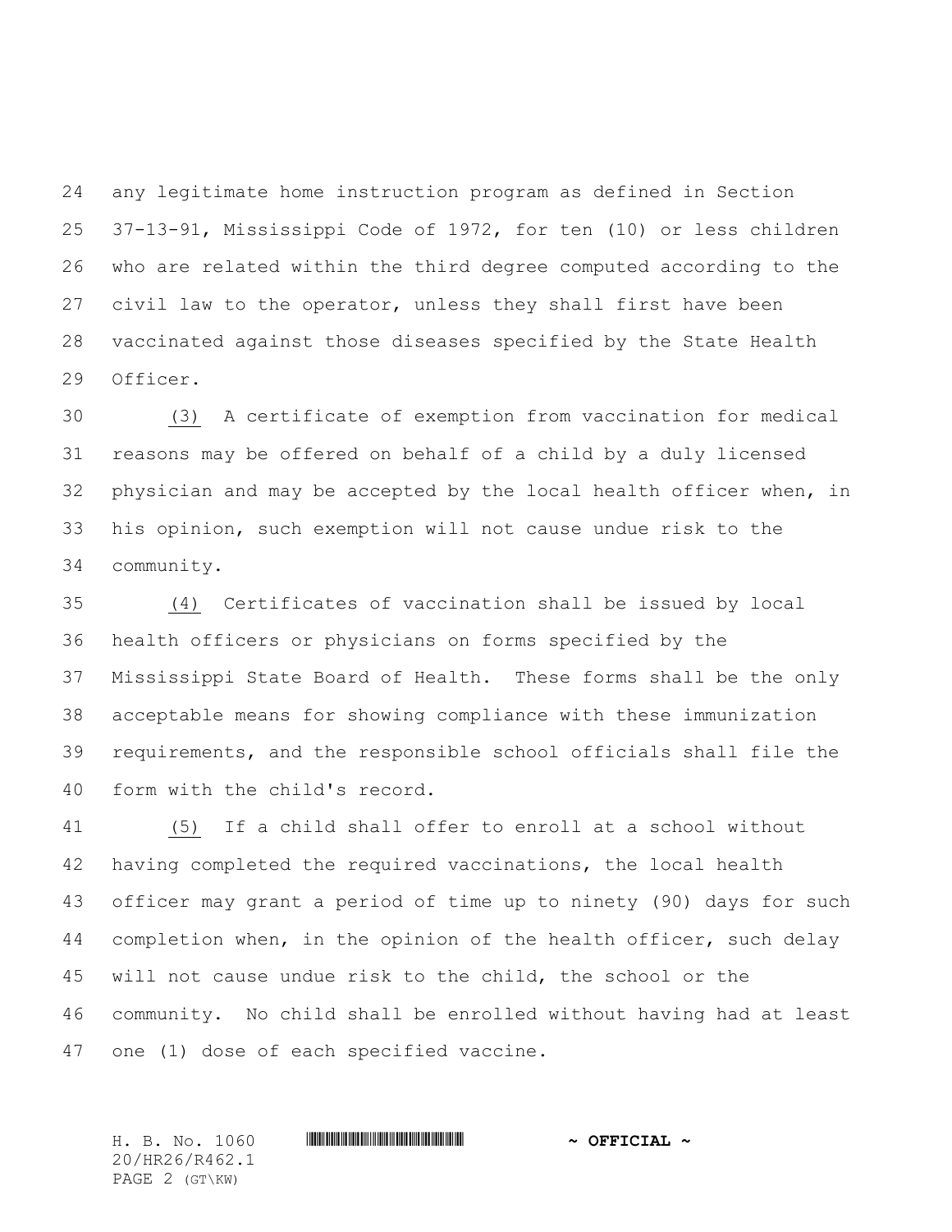any legitimate home instruction program as defined in Section 37-13-91, Mississippi Code of 1972, for ten (10) or less children who are related within the third degree computed according to the civil law to the operator, unless they shall first have been vaccinated against those diseases specified by the State Health Officer.

(3) A certificate of exemption from vaccination for medical reasons may be offered on behalf of a child by a duly licensed physician and may be accepted by the local health officer when, in his opinion, such exemption will not cause undue risk to the community.

(4) Certificates of vaccination shall be issued by local health officers or physicians on forms specified by the Mississippi State Board of Health. These forms shall be the only acceptable means for showing compliance with these immunization requirements, and the responsible school officials shall file the form with the child's record.

(5) If a child shall offer to enroll at a school without having completed the required vaccinations, the local health officer may grant a period of time up to ninety (90) days for such completion when, in the opinion of the health officer, such delay will not cause undue risk to the child, the school or the community. No child shall be enrolled without having had at least one (1) dose of each specified vaccine.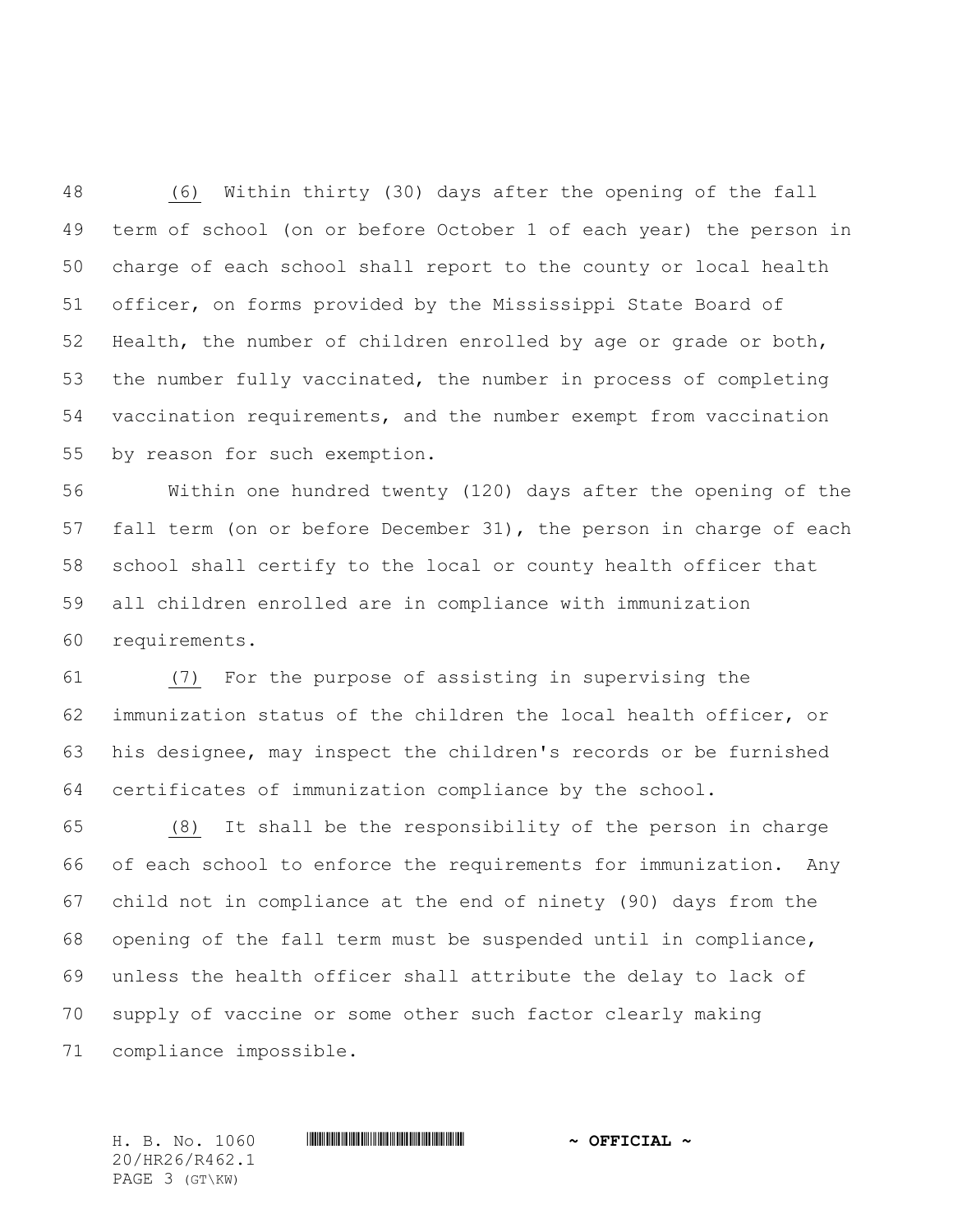(6) Within thirty (30) days after the opening of the fall term of school (on or before October 1 of each year) the person in charge of each school shall report to the county or local health officer, on forms provided by the Mississippi State Board of Health, the number of children enrolled by age or grade or both, the number fully vaccinated, the number in process of completing vaccination requirements, and the number exempt from vaccination by reason for such exemption.

Within one hundred twenty (120) days after the opening of the fall term (on or before December 31), the person in charge of each school shall certify to the local or county health officer that all children enrolled are in compliance with immunization requirements.

(7) For the purpose of assisting in supervising the immunization status of the children the local health officer, or his designee, may inspect the children's records or be furnished certificates of immunization compliance by the school.

(8) It shall be the responsibility of the person in charge of each school to enforce the requirements for immunization. Any child not in compliance at the end of ninety (90) days from the opening of the fall term must be suspended until in compliance, unless the health officer shall attribute the delay to lack of supply of vaccine or some other such factor clearly making compliance impossible.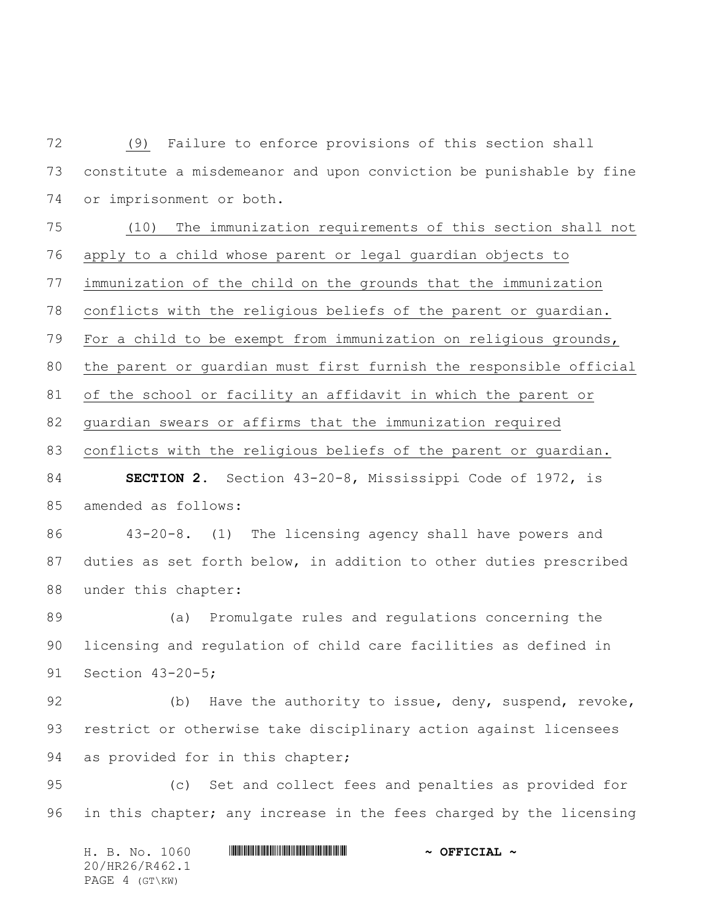(9) Failure to enforce provisions of this section shall constitute a misdemeanor and upon conviction be punishable by fine or imprisonment or both.

(10) The immunization requirements of this section shall not apply to a child whose parent or legal guardian objects to immunization of the child on the grounds that the immunization conflicts with the religious beliefs of the parent or guardian. For a child to be exempt from immunization on religious grounds, the parent or guardian must first furnish the responsible official of the school or facility an affidavit in which the parent or guardian swears or affirms that the immunization required conflicts with the religious beliefs of the parent or guardian.

**SECTION 2.** Section 43-20-8, Mississippi Code of 1972, is amended as follows:

43-20-8. (1) The licensing agency shall have powers and duties as set forth below, in addition to other duties prescribed under this chapter:

(a) Promulgate rules and regulations concerning the licensing and regulation of child care facilities as defined in Section 43-20-5;

(b) Have the authority to issue, deny, suspend, revoke, restrict or otherwise take disciplinary action against licensees as provided for in this chapter;

(c) Set and collect fees and penalties as provided for in this chapter; any increase in the fees charged by the licensing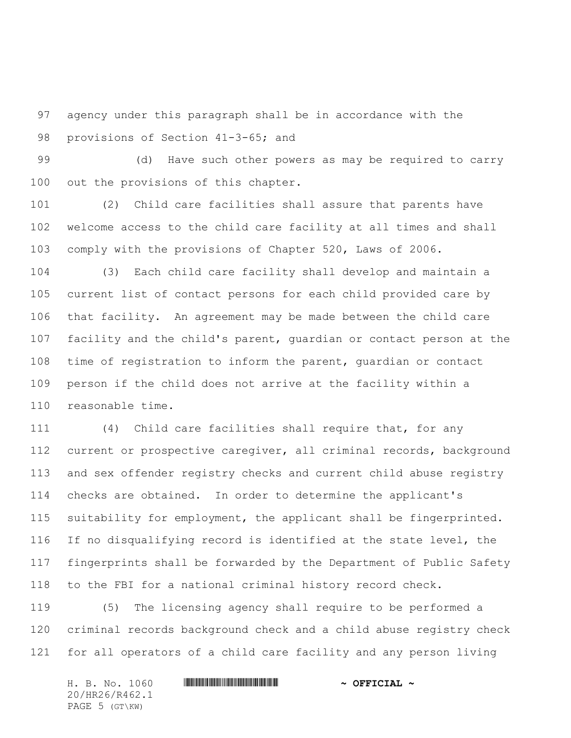agency under this paragraph shall be in accordance with the provisions of Section 41-3-65; and

(d) Have such other powers as may be required to carry out the provisions of this chapter.

(2) Child care facilities shall assure that parents have welcome access to the child care facility at all times and shall comply with the provisions of Chapter 520, Laws of 2006.

(3) Each child care facility shall develop and maintain a current list of contact persons for each child provided care by that facility. An agreement may be made between the child care facility and the child's parent, guardian or contact person at the time of registration to inform the parent, guardian or contact person if the child does not arrive at the facility within a reasonable time.

(4) Child care facilities shall require that, for any current or prospective caregiver, all criminal records, background and sex offender registry checks and current child abuse registry checks are obtained. In order to determine the applicant's suitability for employment, the applicant shall be fingerprinted. If no disqualifying record is identified at the state level, the fingerprints shall be forwarded by the Department of Public Safety to the FBI for a national criminal history record check.

(5) The licensing agency shall require to be performed a criminal records background check and a child abuse registry check for all operators of a child care facility and any person living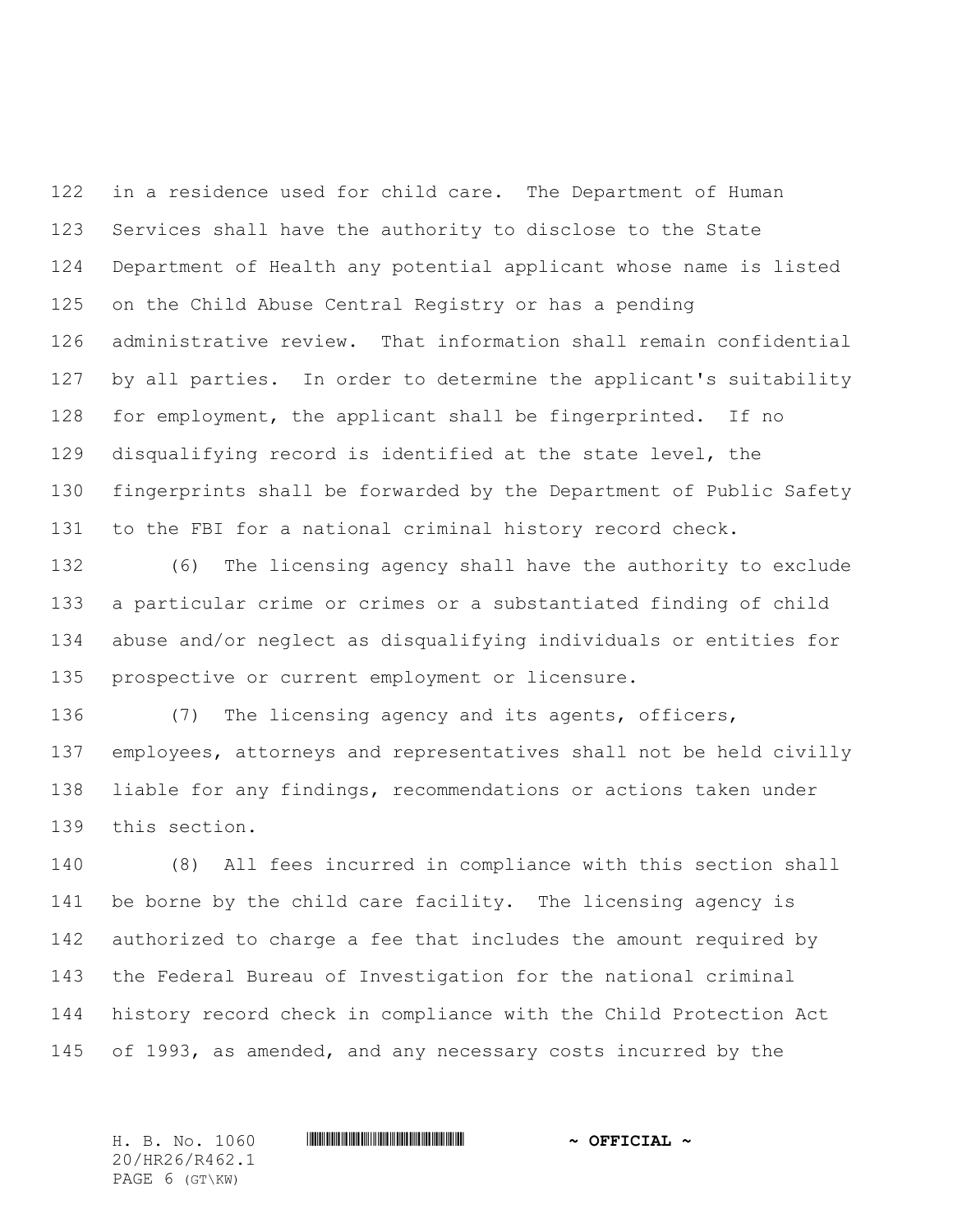in a residence used for child care. The Department of Human Services shall have the authority to disclose to the State Department of Health any potential applicant whose name is listed on the Child Abuse Central Registry or has a pending administrative review. That information shall remain confidential by all parties. In order to determine the applicant's suitability for employment, the applicant shall be fingerprinted. If no disqualifying record is identified at the state level, the fingerprints shall be forwarded by the Department of Public Safety to the FBI for a national criminal history record check.

(6) The licensing agency shall have the authority to exclude a particular crime or crimes or a substantiated finding of child abuse and/or neglect as disqualifying individuals or entities for prospective or current employment or licensure.

(7) The licensing agency and its agents, officers, employees, attorneys and representatives shall not be held civilly liable for any findings, recommendations or actions taken under this section.

(8) All fees incurred in compliance with this section shall be borne by the child care facility. The licensing agency is authorized to charge a fee that includes the amount required by the Federal Bureau of Investigation for the national criminal history record check in compliance with the Child Protection Act of 1993, as amended, and any necessary costs incurred by the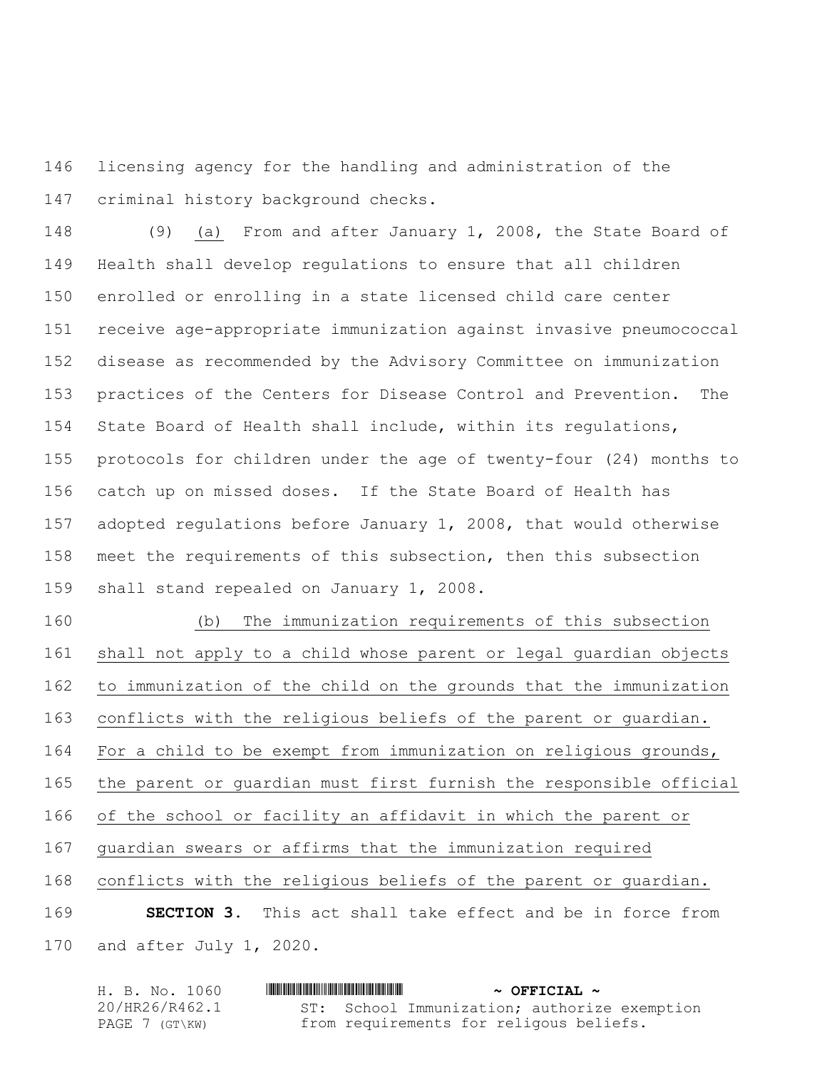licensing agency for the handling and administration of the criminal history background checks.

(9) <u>(a)</u> From and after January 1, 2008, the State Board of Health shall develop regulations to ensure that all children enrolled or enrolling in a state licensed child care center receive age-appropriate immunization against invasive pneumococcal disease as recommended by the Advisory Committee on immunization practices of the Centers for Disease Control and Prevention. The State Board of Health shall include, within its regulations, protocols for children under the age of twenty-four (24) months to catch up on missed doses. If the State Board of Health has adopted regulations before January 1, 2008, that would otherwise meet the requirements of this subsection, then this subsection shall stand repealed on January 1, 2008.

<u>(b) The immunization requirements of this subsection shall not apply to a child whose parent or legal guardian objects to immunization of the child on the grounds that the immunization conflicts with the religious beliefs of the parent or guardian. For a child to be exempt from immunization on religious grounds, the parent or guardian must first furnish the responsible official of the school or facility an affidavit in which the parent or guardian swears or affirms that the immunization required conflicts with the religious beliefs of the parent or guardian.</u>

**SECTION 3.** This act shall take effect and be in force from and after July 1, 2020.